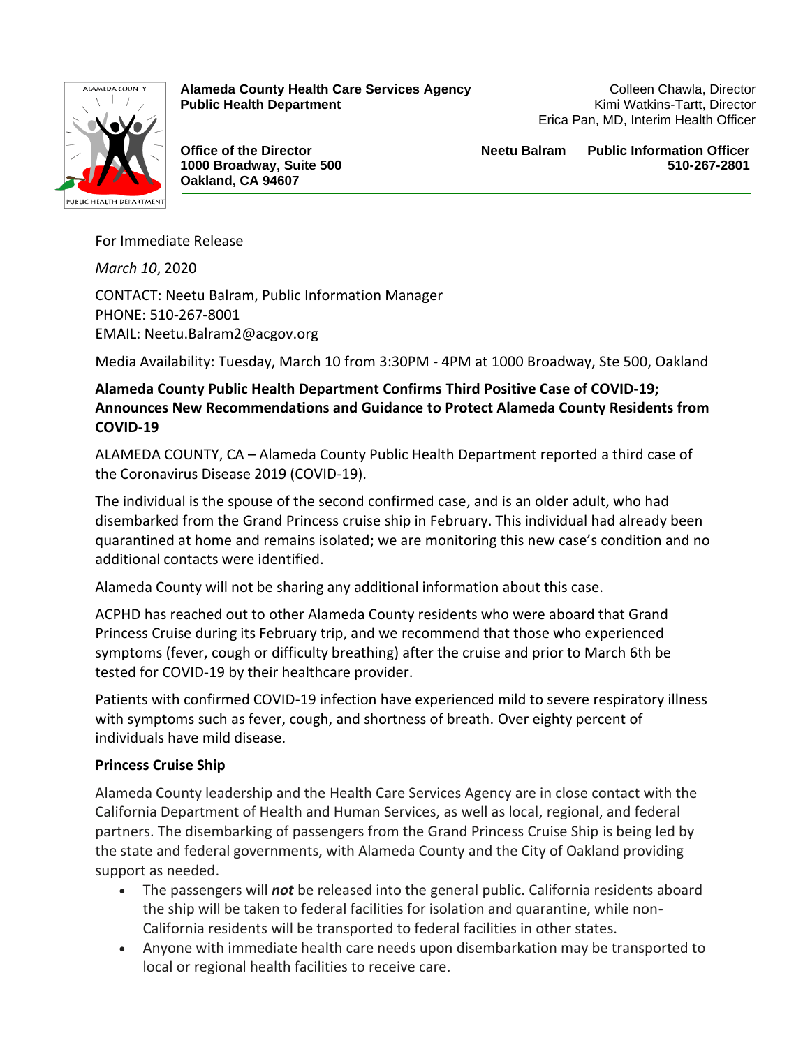**Alameda County Health Care Services Agency**
**Public Health Department**

Colleen Chawla, Director
Kimi Watkins-Tartt, Director
Erica Pan, MD, Interim Health Officer

**Office of the Director**
**1000 Broadway, Suite 500**
**Oakland, CA 94607**

**Neetu Balram** **Public Information Officer**
**510-267-2801**

For Immediate Release

*March 10*, 2020

CONTACT: Neetu Balram, Public Information Manager
PHONE: 510-267-8001
EMAIL: Neetu.Balram2@acgov.org

Media Availability: Tuesday, March 10 from 3:30PM - 4PM at 1000 Broadway, Ste 500, Oakland

**Alameda County Public Health Department Confirms Third Positive Case of COVID-19; Announces New Recommendations and Guidance to Protect Alameda County Residents from COVID-19**

ALAMEDA COUNTY, CA – Alameda County Public Health Department reported a third case of the Coronavirus Disease 2019 (COVID-19).

The individual is the spouse of the second confirmed case, and is an older adult, who had disembarked from the Grand Princess cruise ship in February. This individual had already been quarantined at home and remains isolated; we are monitoring this new case's condition and no additional contacts were identified.

Alameda County will not be sharing any additional information about this case.

ACPHD has reached out to other Alameda County residents who were aboard that Grand Princess Cruise during its February trip, and we recommend that those who experienced symptoms (fever, cough or difficulty breathing) after the cruise and prior to March 6th be tested for COVID-19 by their healthcare provider.

Patients with confirmed COVID-19 infection have experienced mild to severe respiratory illness with symptoms such as fever, cough, and shortness of breath. Over eighty percent of individuals have mild disease.

**Princess Cruise Ship**

Alameda County leadership and the Health Care Services Agency are in close contact with the California Department of Health and Human Services, as well as local, regional, and federal partners. The disembarking of passengers from the Grand Princess Cruise Ship is being led by the state and federal governments, with Alameda County and the City of Oakland providing support as needed.

- The passengers will ***not*** be released into the general public. California residents aboard the ship will be taken to federal facilities for isolation and quarantine, while non-California residents will be transported to federal facilities in other states.
- Anyone with immediate health care needs upon disembarkation may be transported to local or regional health facilities to receive care.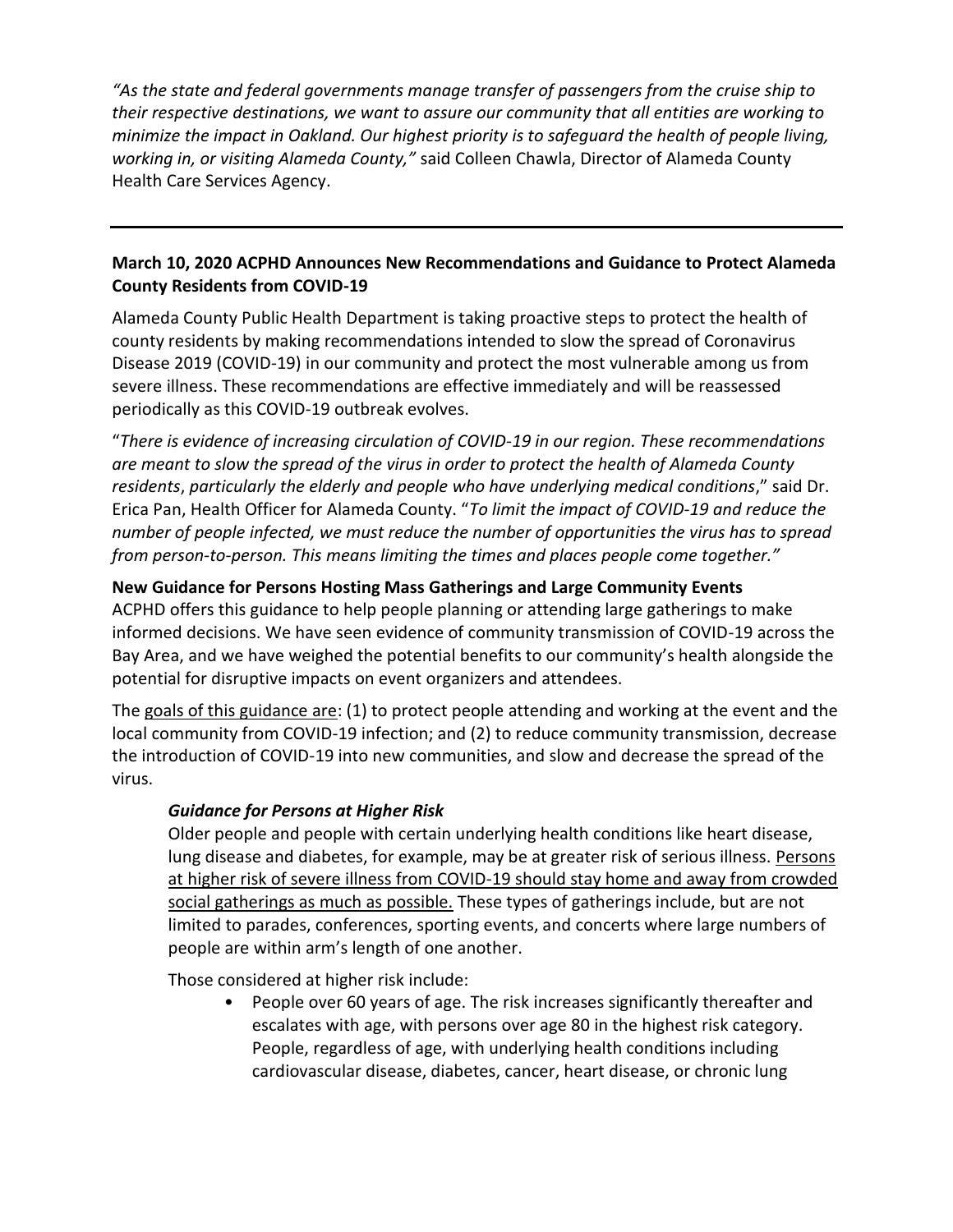*"As the state and federal governments manage transfer of passengers from the cruise ship to their respective destinations, we want to assure our community that all entities are working to minimize the impact in Oakland. Our highest priority is to safeguard the health of people living, working in, or visiting Alameda County,"* said Colleen Chawla, Director of Alameda County Health Care Services Agency.

---

**March 10, 2020 ACPHD Announces New Recommendations and Guidance to Protect Alameda County Residents from COVID-19**

Alameda County Public Health Department is taking proactive steps to protect the health of county residents by making recommendations intended to slow the spread of Coronavirus Disease 2019 (COVID-19) in our community and protect the most vulnerable among us from severe illness. These recommendations are effective immediately and will be reassessed periodically as this COVID-19 outbreak evolves.

"*There is evidence of increasing circulation of COVID-19 in our region. These recommendations are meant to slow the spread of the virus in order to protect the health of Alameda County residents*, *particularly the elderly and people who have underlying medical conditions*," said Dr. Erica Pan, Health Officer for Alameda County. "*To limit the impact of COVID-19 and reduce the number of people infected, we must reduce the number of opportunities the virus has to spread from person-to-person. This means limiting the times and places people come together."*

**New Guidance for Persons Hosting Mass Gatherings and Large Community Events**

ACPHD offers this guidance to help people planning or attending large gatherings to make informed decisions. We have seen evidence of community transmission of COVID-19 across the Bay Area, and we have weighed the potential benefits to our community's health alongside the potential for disruptive impacts on event organizers and attendees.

The goals of this guidance are: (1) to protect people attending and working at the event and the local community from COVID-19 infection; and (2) to reduce community transmission, decrease the introduction of COVID-19 into new communities, and slow and decrease the spread of the virus.

***Guidance for Persons at Higher Risk***

Older people and people with certain underlying health conditions like heart disease, lung disease and diabetes, for example, may be at greater risk of serious illness. Persons at higher risk of severe illness from COVID-19 should stay home and away from crowded social gatherings as much as possible. These types of gatherings include, but are not limited to parades, conferences, sporting events, and concerts where large numbers of people are within arm's length of one another.

Those considered at higher risk include:

- People over 60 years of age. The risk increases significantly thereafter and escalates with age, with persons over age 80 in the highest risk category. People, regardless of age, with underlying health conditions including cardiovascular disease, diabetes, cancer, heart disease, or chronic lung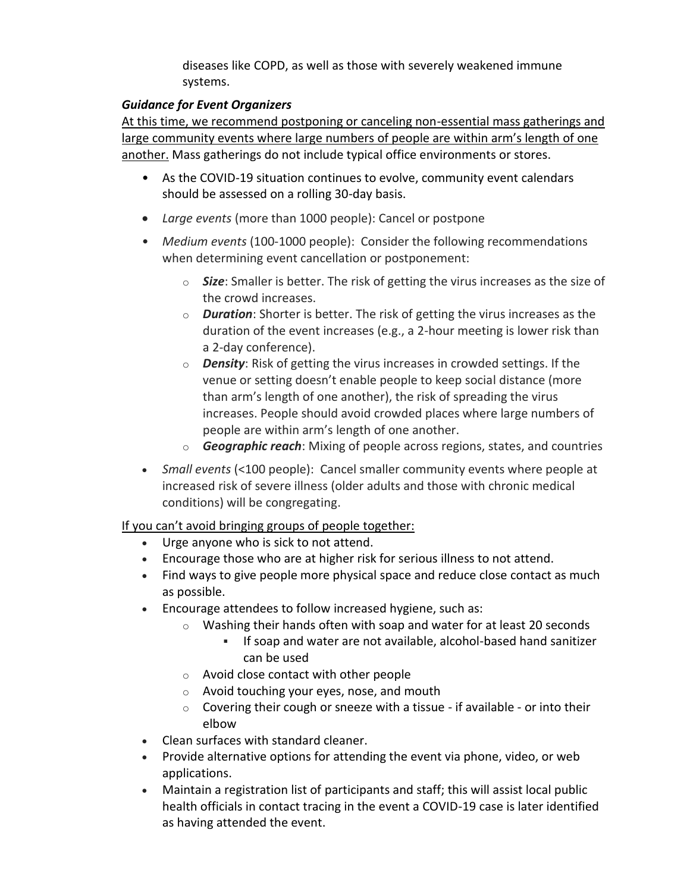diseases like COPD, as well as those with severely weakened immune systems.

***Guidance for Event Organizers***

At this time, we recommend postponing or canceling non-essential mass gatherings and large community events where large numbers of people are within arm's length of one another. Mass gatherings do not include typical office environments or stores.

- As the COVID-19 situation continues to evolve, community event calendars should be assessed on a rolling 30-day basis.
- *Large events* (more than 1000 people): Cancel or postpone
- *Medium events* (100-1000 people): Consider the following recommendations when determining event cancellation or postponement:
  - ***Size***: Smaller is better. The risk of getting the virus increases as the size of the crowd increases.
  - ***Duration***: Shorter is better. The risk of getting the virus increases as the duration of the event increases (e.g., a 2-hour meeting is lower risk than a 2-day conference).
  - ***Density***: Risk of getting the virus increases in crowded settings. If the venue or setting doesn't enable people to keep social distance (more than arm's length of one another), the risk of spreading the virus increases. People should avoid crowded places where large numbers of people are within arm's length of one another.
  - ***Geographic reach***: Mixing of people across regions, states, and countries
- *Small events* (<100 people): Cancel smaller community events where people at increased risk of severe illness (older adults and those with chronic medical conditions) will be congregating.

If you can't avoid bringing groups of people together:

- Urge anyone who is sick to not attend.
- Encourage those who are at higher risk for serious illness to not attend.
- Find ways to give people more physical space and reduce close contact as much as possible.
- Encourage attendees to follow increased hygiene, such as:
  - Washing their hands often with soap and water for at least 20 seconds
    - If soap and water are not available, alcohol-based hand sanitizer can be used
  - Avoid close contact with other people
  - Avoid touching your eyes, nose, and mouth
  - Covering their cough or sneeze with a tissue - if available - or into their elbow
- Clean surfaces with standard cleaner.
- Provide alternative options for attending the event via phone, video, or web applications.
- Maintain a registration list of participants and staff; this will assist local public health officials in contact tracing in the event a COVID-19 case is later identified as having attended the event.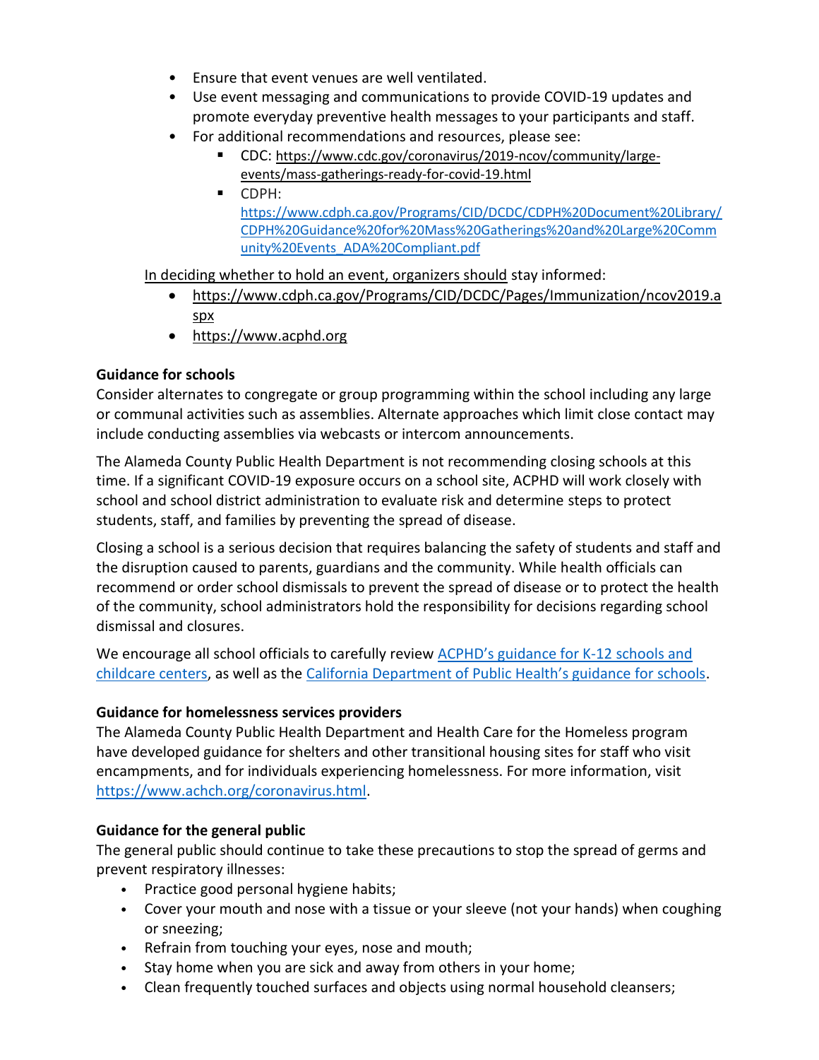- Ensure that event venues are well ventilated.
- Use event messaging and communications to provide COVID-19 updates and promote everyday preventive health messages to your participants and staff.
- For additional recommendations and resources, please see:
  - CDC: https://www.cdc.gov/coronavirus/2019-ncov/community/large-events/mass-gatherings-ready-for-covid-19.html
  - CDPH: https://www.cdph.ca.gov/Programs/CID/DCDC/CDPH%20Document%20Library/CDPH%20Guidance%20for%20Mass%20Gatherings%20and%20Large%20Community%20Events_ADA%20Compliant.pdf

In deciding whether to hold an event, organizers should stay informed:

- https://www.cdph.ca.gov/Programs/CID/DCDC/Pages/Immunization/ncov2019.aspx
- https://www.acphd.org

**Guidance for schools**

Consider alternates to congregate or group programming within the school including any large or communal activities such as assemblies. Alternate approaches which limit close contact may include conducting assemblies via webcasts or intercom announcements.

The Alameda County Public Health Department is not recommending closing schools at this time. If a significant COVID-19 exposure occurs on a school site, ACPHD will work closely with school and school district administration to evaluate risk and determine steps to protect students, staff, and families by preventing the spread of disease.

Closing a school is a serious decision that requires balancing the safety of students and staff and the disruption caused to parents, guardians and the community. While health officials can recommend or order school dismissals to prevent the spread of disease or to protect the health of the community, school administrators hold the responsibility for decisions regarding school dismissal and closures.

We encourage all school officials to carefully review ACPHD's guidance for K-12 schools and childcare centers, as well as the California Department of Public Health's guidance for schools.

**Guidance for homelessness services providers**

The Alameda County Public Health Department and Health Care for the Homeless program have developed guidance for shelters and other transitional housing sites for staff who visit encampments, and for individuals experiencing homelessness. For more information, visit https://www.achch.org/coronavirus.html.

**Guidance for the general public**

The general public should continue to take these precautions to stop the spread of germs and prevent respiratory illnesses:

- Practice good personal hygiene habits;
- Cover your mouth and nose with a tissue or your sleeve (not your hands) when coughing or sneezing;
- Refrain from touching your eyes, nose and mouth;
- Stay home when you are sick and away from others in your home;
- Clean frequently touched surfaces and objects using normal household cleansers;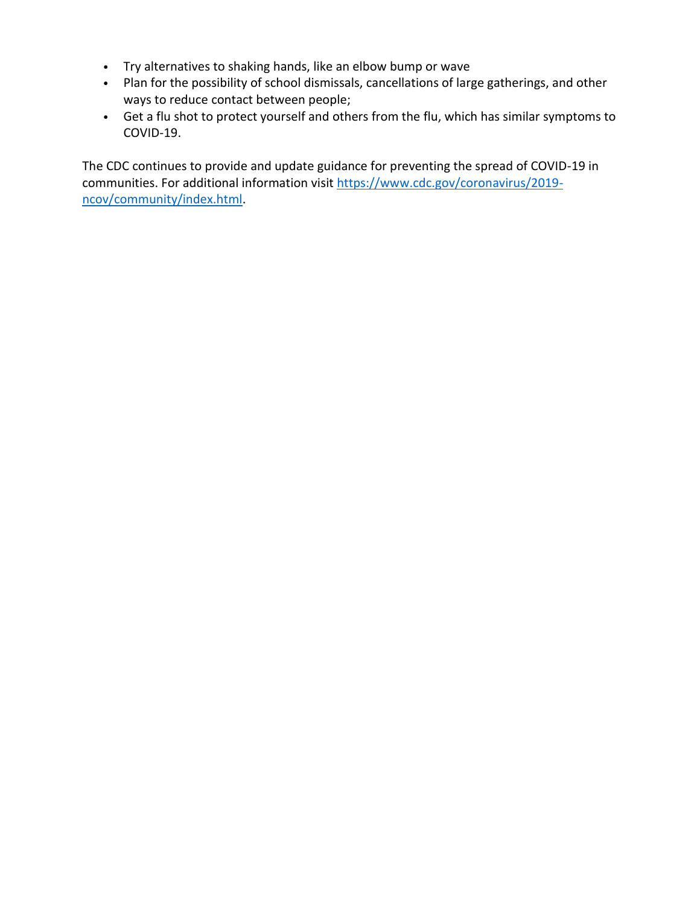- Try alternatives to shaking hands, like an elbow bump or wave
- Plan for the possibility of school dismissals, cancellations of large gatherings, and other ways to reduce contact between people;
- Get a flu shot to protect yourself and others from the flu, which has similar symptoms to COVID-19.

The CDC continues to provide and update guidance for preventing the spread of COVID-19 in communities. For additional information visit [https://www.cdc.gov/coronavirus/2019-ncov/community/index.html](https://www.cdc.gov/coronavirus/2019-ncov/community/index.html).